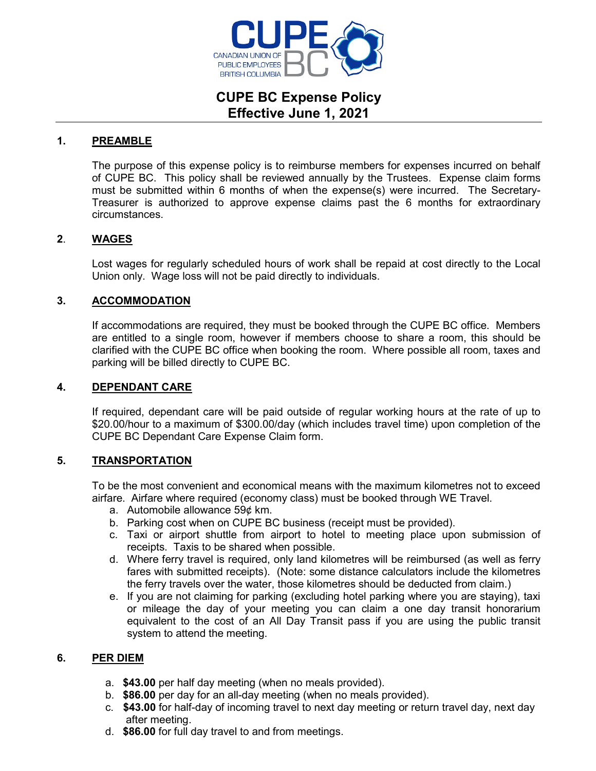CUPE BC — CANADIAN UNION OF PUBLIC EMPLOYEES BRITISH COLUMBIA

# CUPE BC Expense Policy
# Effective June 1, 2021

## 1. PREAMBLE

The purpose of this expense policy is to reimburse members for expenses incurred on behalf of CUPE BC. This policy shall be reviewed annually by the Trustees. Expense claim forms must be submitted within 6 months of when the expense(s) were incurred. The Secretary-Treasurer is authorized to approve expense claims past the 6 months for extraordinary circumstances.

## 2. WAGES

Lost wages for regularly scheduled hours of work shall be repaid at cost directly to the Local Union only. Wage loss will not be paid directly to individuals.

## 3. ACCOMMODATION

If accommodations are required, they must be booked through the CUPE BC office. Members are entitled to a single room, however if members choose to share a room, this should be clarified with the CUPE BC office when booking the room. Where possible all room, taxes and parking will be billed directly to CUPE BC.

## 4. DEPENDANT CARE

If required, dependant care will be paid outside of regular working hours at the rate of up to $20.00/hour to a maximum of $300.00/day (which includes travel time) upon completion of the CUPE BC Dependant Care Expense Claim form.

## 5. TRANSPORTATION

To be the most convenient and economical means with the maximum kilometres not to exceed airfare. Airfare where required (economy class) must be booked through WE Travel.

a. Automobile allowance 59¢ km.
b. Parking cost when on CUPE BC business (receipt must be provided).
c. Taxi or airport shuttle from airport to hotel to meeting place upon submission of receipts. Taxis to be shared when possible.
d. Where ferry travel is required, only land kilometres will be reimbursed (as well as ferry fares with submitted receipts). (Note: some distance calculators include the kilometres the ferry travels over the water, those kilometres should be deducted from claim.)
e. If you are not claiming for parking (excluding hotel parking where you are staying), taxi or mileage the day of your meeting you can claim a one day transit honorarium equivalent to the cost of an All Day Transit pass if you are using the public transit system to attend the meeting.

## 6. PER DIEM

a. **$43.00** per half day meeting (when no meals provided).
b. **$86.00** per day for an all-day meeting (when no meals provided).
c. **$43.00** for half-day of incoming travel to next day meeting or return travel day, next day after meeting.
d. **$86.00** for full day travel to and from meetings.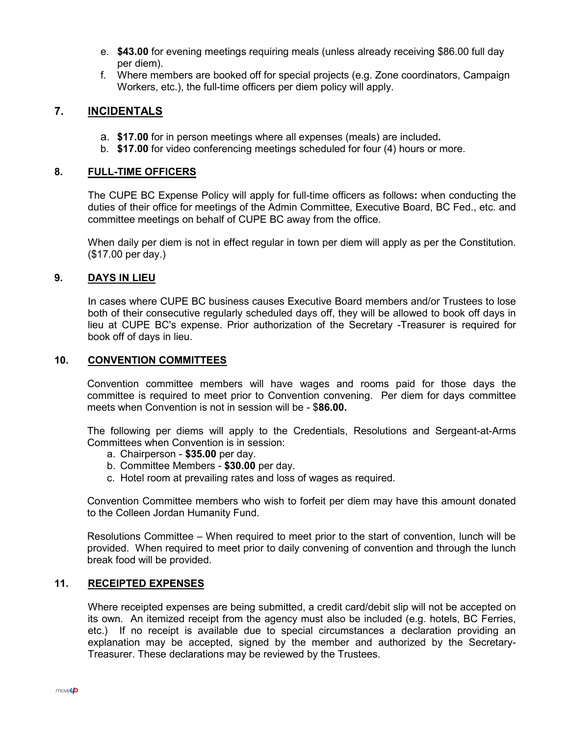e. **$43.00** for evening meetings requiring meals (unless already receiving $86.00 full day per diem).
f. Where members are booked off for special projects (e.g. Zone coordinators, Campaign Workers, etc.), the full-time officers per diem policy will apply.

## 7. INCIDENTALS

a. **$17.00** for in person meetings where all expenses (meals) are included**.**
b. **$17.00** for video conferencing meetings scheduled for four (4) hours or more.

## 8. FULL-TIME OFFICERS

The CUPE BC Expense Policy will apply for full-time officers as follows**:** when conducting the duties of their office for meetings of the Admin Committee, Executive Board, BC Fed., etc. and committee meetings on behalf of CUPE BC away from the office.

When daily per diem is not in effect regular in town per diem will apply as per the Constitution. ($17.00 per day.)

## 9. DAYS IN LIEU

In cases where CUPE BC business causes Executive Board members and/or Trustees to lose both of their consecutive regularly scheduled days off, they will be allowed to book off days in lieu at CUPE BC's expense. Prior authorization of the Secretary -Treasurer is required for book off of days in lieu.

## 10. CONVENTION COMMITTEES

Convention committee members will have wages and rooms paid for those days the committee is required to meet prior to Convention convening. Per diem for days committee meets when Convention is not in session will be - $**86.00.**

The following per diems will apply to the Credentials, Resolutions and Sergeant-at-Arms Committees when Convention is in session:

a. Chairperson - **$35.00** per day.
b. Committee Members - **$30.00** per day.
c. Hotel room at prevailing rates and loss of wages as required.

Convention Committee members who wish to forfeit per diem may have this amount donated to the Colleen Jordan Humanity Fund.

Resolutions Committee – When required to meet prior to the start of convention, lunch will be provided. When required to meet prior to daily convening of convention and through the lunch break food will be provided.

## 11. RECEIPTED EXPENSES

Where receipted expenses are being submitted, a credit card/debit slip will not be accepted on its own. An itemized receipt from the agency must also be included (e.g. hotels, BC Ferries, etc.) If no receipt is available due to special circumstances a declaration providing an explanation may be accepted, signed by the member and authorized by the Secretary-Treasurer. These declarations may be reviewed by the Trustees.